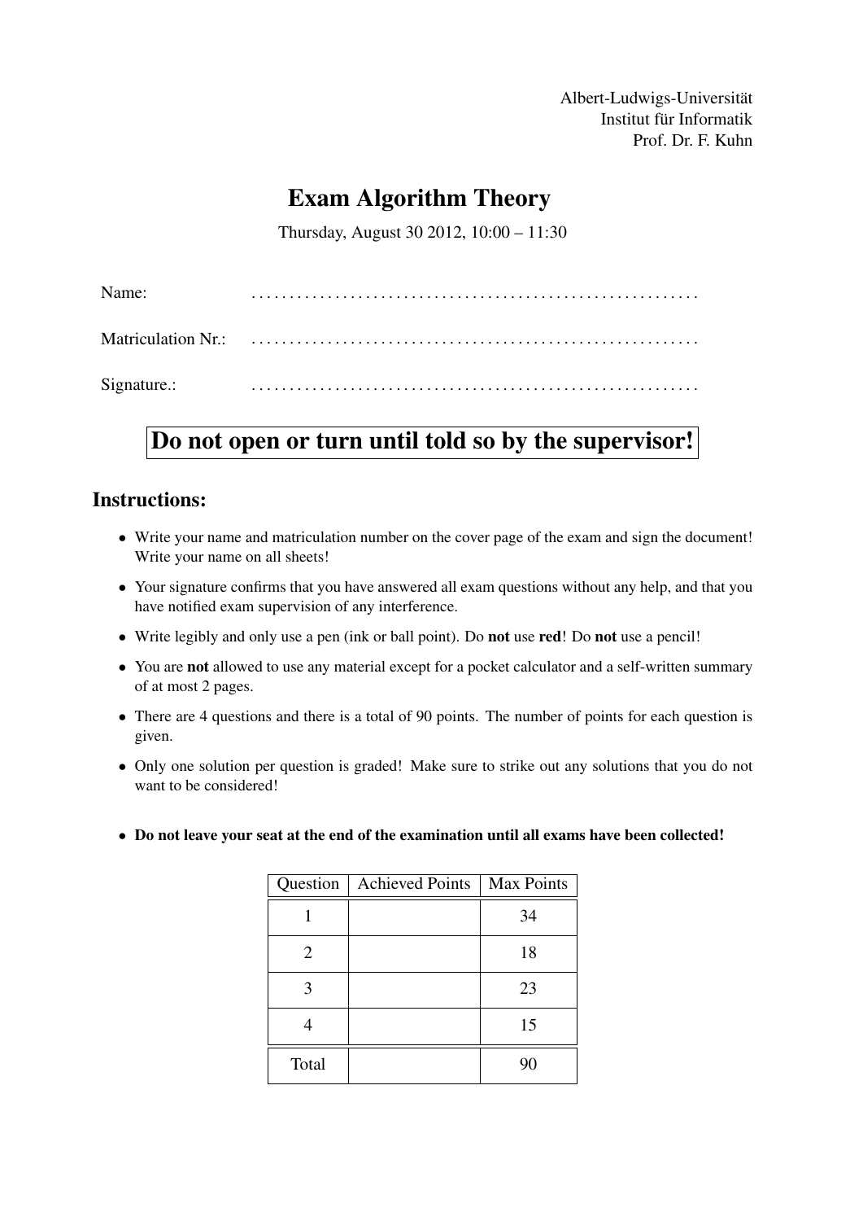Albert-Ludwigs-Universität
Institut für Informatik
Prof. Dr. F. Kuhn

# Exam Algorithm Theory

Thursday, August 30 2012, 10:00 – 11:30

Name: . . . . . . . . . . . . . . . . . . . . . . . . . . . . . . . . . . . . . . . . . . . . . . . . . . . . . . . . .

Matriculation Nr.: . . . . . . . . . . . . . . . . . . . . . . . . . . . . . . . . . . . . . . . . . . . . . . . . . . . . . . . . .

Signature.: . . . . . . . . . . . . . . . . . . . . . . . . . . . . . . . . . . . . . . . . . . . . . . . . . . . . . . . . .

## Do not open or turn until told so by the supervisor!

## Instructions:

- Write your name and matriculation number on the cover page of the exam and sign the document! Write your name on all sheets!
- Your signature confirms that you have answered all exam questions without any help, and that you have notified exam supervision of any interference.
- Write legibly and only use a pen (ink or ball point). Do **not** use **red**! Do **not** use a pencil!
- You are **not** allowed to use any material except for a pocket calculator and a self-written summary of at most 2 pages.
- There are 4 questions and there is a total of 90 points. The number of points for each question is given.
- Only one solution per question is graded! Make sure to strike out any solutions that you do not want to be considered!
- **Do not leave your seat at the end of the examination until all exams have been collected!**

| Question | Achieved Points | Max Points |
|---|---|---|
| 1 | | 34 |
| 2 | | 18 |
| 3 | | 23 |
| 4 | | 15 |
| Total | | 90 |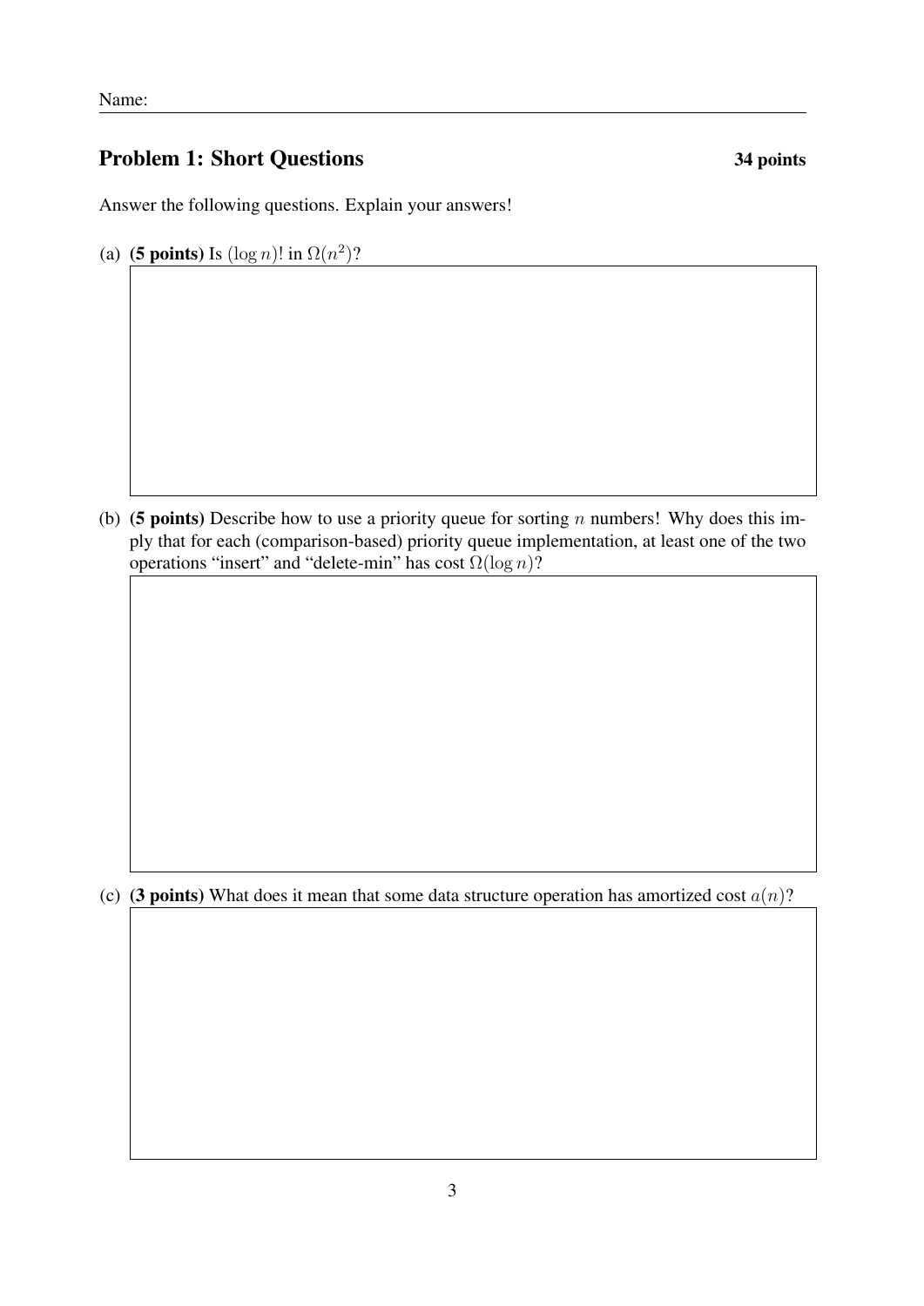Name:

## Problem 1: Short Questions **34 points**

Answer the following questions. Explain your answers!

(a) **(5 points)** Is $(\log n)!$ in $\Omega(n^2)$?

(b) **(5 points)** Describe how to use a priority queue for sorting $n$ numbers! Why does this imply that for each (comparison-based) priority queue implementation, at least one of the two operations "insert" and "delete-min" has cost $\Omega(\log n)$?

(c) **(3 points)** What does it mean that some data structure operation has amortized cost $a(n)$?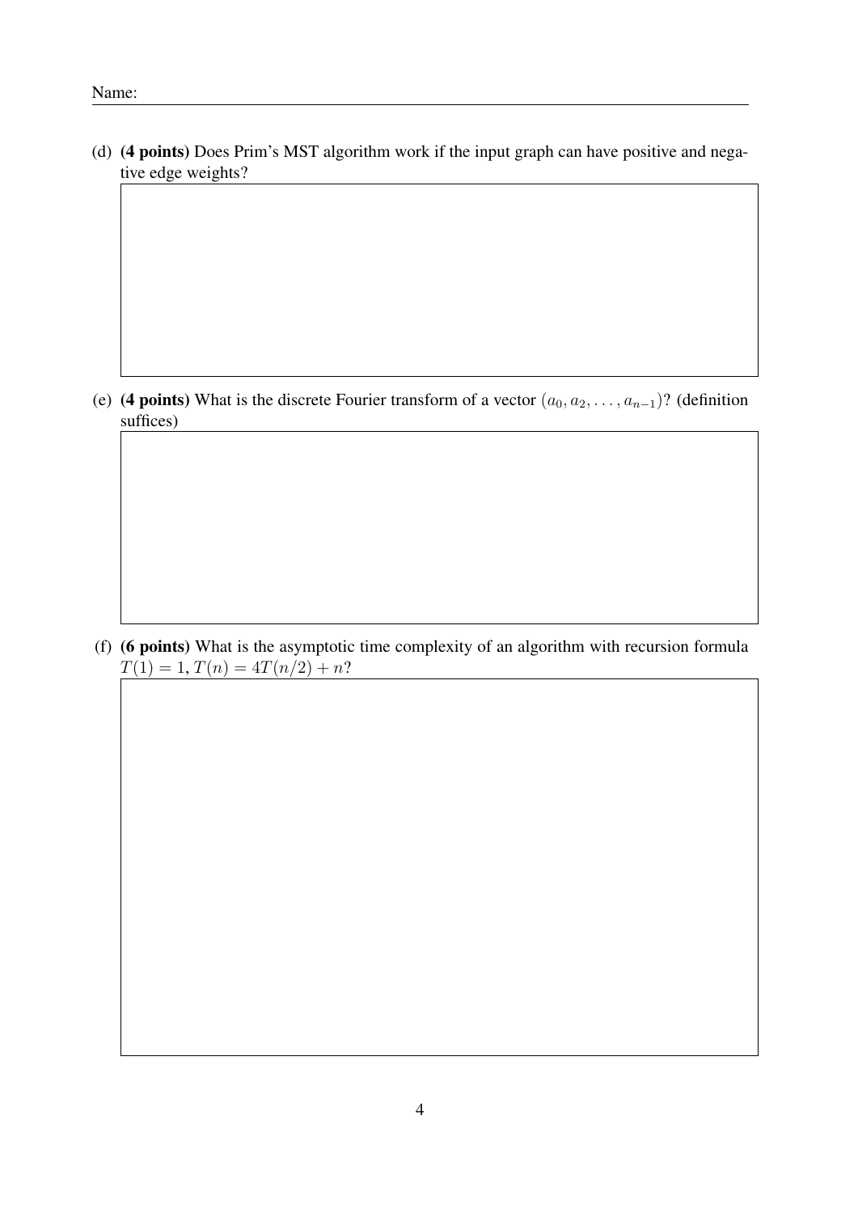Name:

(d) **(4 points)** Does Prim's MST algorithm work if the input graph can have positive and negative edge weights?

(e) **(4 points)** What is the discrete Fourier transform of a vector $(a_0, a_2, \ldots, a_{n-1})$? (definition suffices)

(f) **(6 points)** What is the asymptotic time complexity of an algorithm with recursion formula $T(1) = 1$, $T(n) = 4T(n/2) + n$?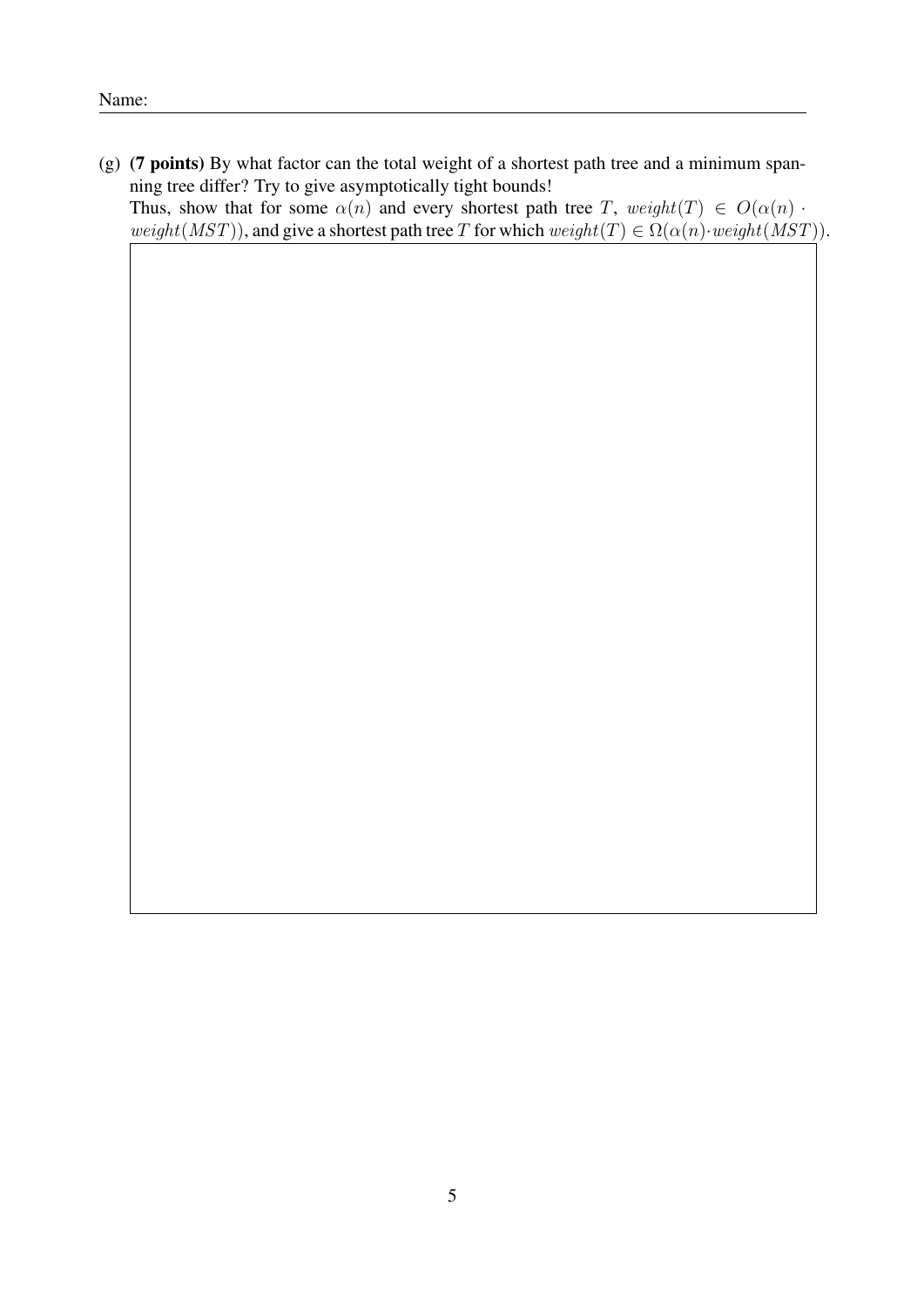Name:

(g) **(7 points)** By what factor can the total weight of a shortest path tree and a minimum spanning tree differ? Try to give asymptotically tight bounds!
Thus, show that for some $\alpha(n)$ and every shortest path tree $T$, $weight(T) \in O(\alpha(n) \cdot weight(MST))$, and give a shortest path tree $T$ for which $weight(T) \in \Omega(\alpha(n) \cdot weight(MST))$.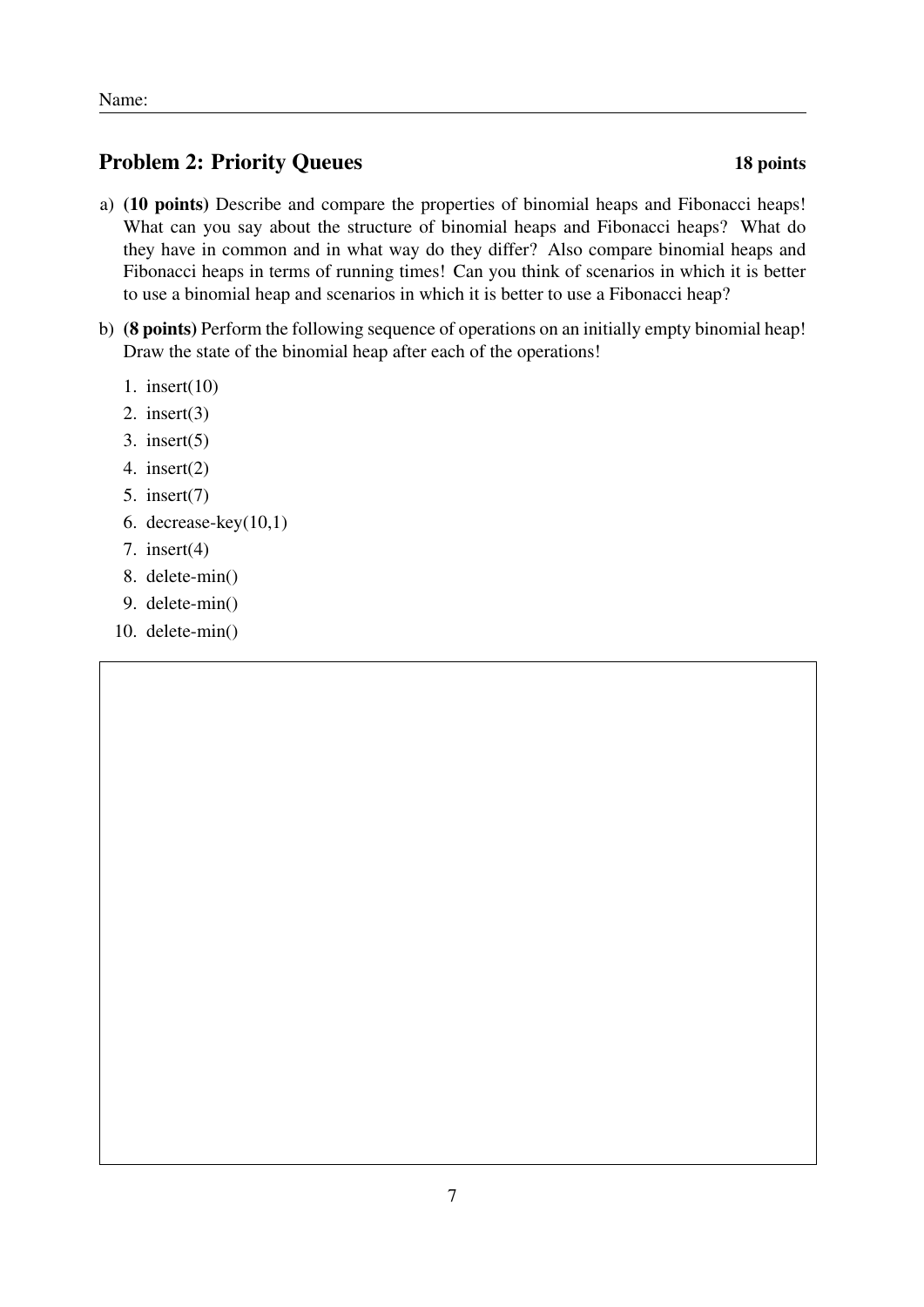Name:

## Problem 2: Priority Queues **18 points**

a) **(10 points)** Describe and compare the properties of binomial heaps and Fibonacci heaps! What can you say about the structure of binomial heaps and Fibonacci heaps? What do they have in common and in what way do they differ? Also compare binomial heaps and Fibonacci heaps in terms of running times! Can you think of scenarios in which it is better to use a binomial heap and scenarios in which it is better to use a Fibonacci heap?

b) **(8 points)** Perform the following sequence of operations on an initially empty binomial heap! Draw the state of the binomial heap after each of the operations!

1. insert(10)
2. insert(3)
3. insert(5)
4. insert(2)
5. insert(7)
6. decrease-key(10,1)
7. insert(4)
8. delete-min()
9. delete-min()
10. delete-min()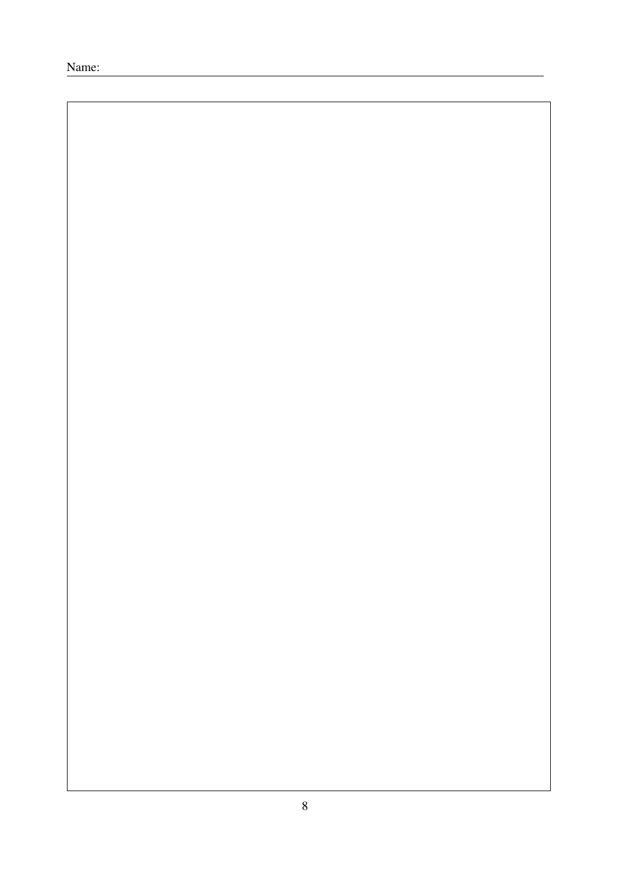Name: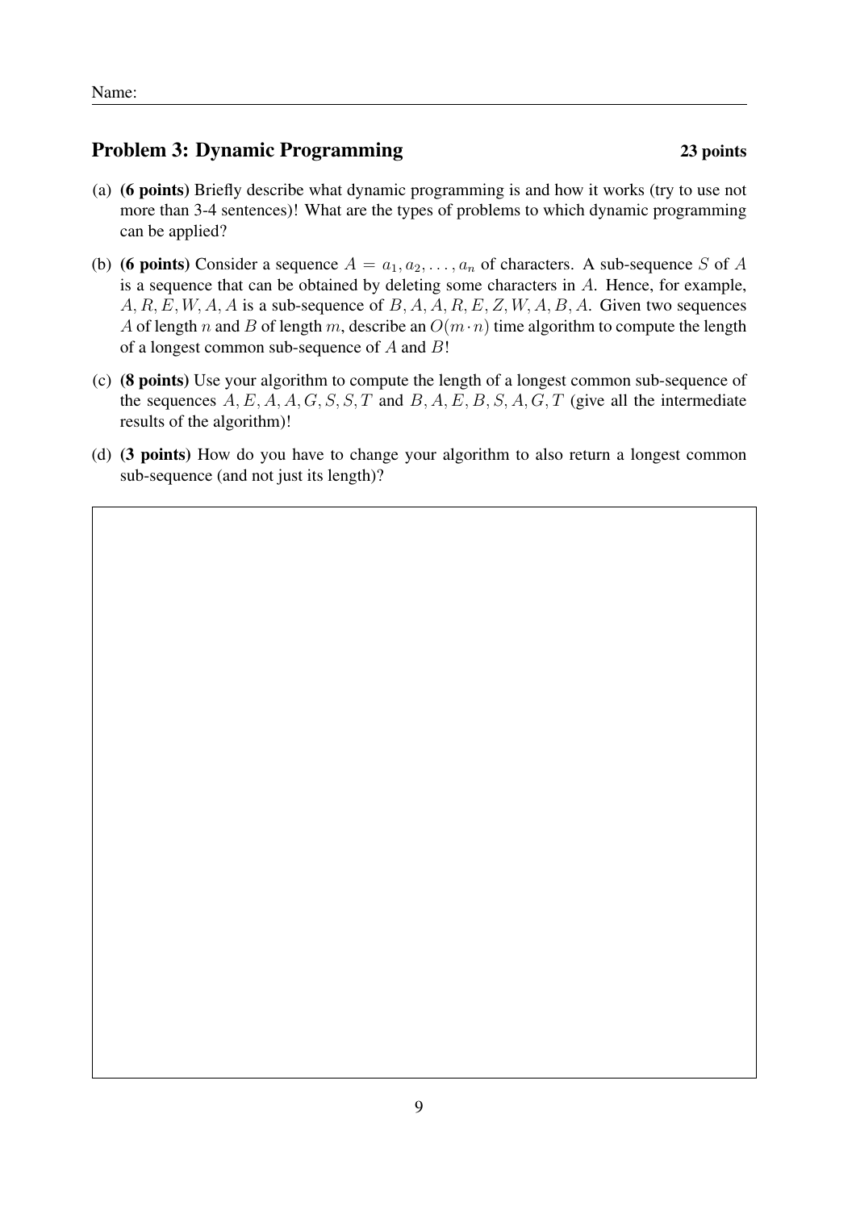Name:

## Problem 3: Dynamic Programming **23 points**

(a) **(6 points)** Briefly describe what dynamic programming is and how it works (try to use not more than 3-4 sentences)! What are the types of problems to which dynamic programming can be applied?

(b) **(6 points)** Consider a sequence $A = a_1, a_2, \ldots, a_n$ of characters. A sub-sequence $S$ of $A$ is a sequence that can be obtained by deleting some characters in $A$. Hence, for example, $A, R, E, W, A, A$ is a sub-sequence of $B, A, A, R, E, Z, W, A, B, A$. Given two sequences $A$ of length $n$ and $B$ of length $m$, describe an $O(m \cdot n)$ time algorithm to compute the length of a longest common sub-sequence of $A$ and $B$!

(c) **(8 points)** Use your algorithm to compute the length of a longest common sub-sequence of the sequences $A, E, A, A, G, S, S, T$ and $B, A, E, B, S, A, G, T$ (give all the intermediate results of the algorithm)!

(d) **(3 points)** How do you have to change your algorithm to also return a longest common sub-sequence (and not just its length)?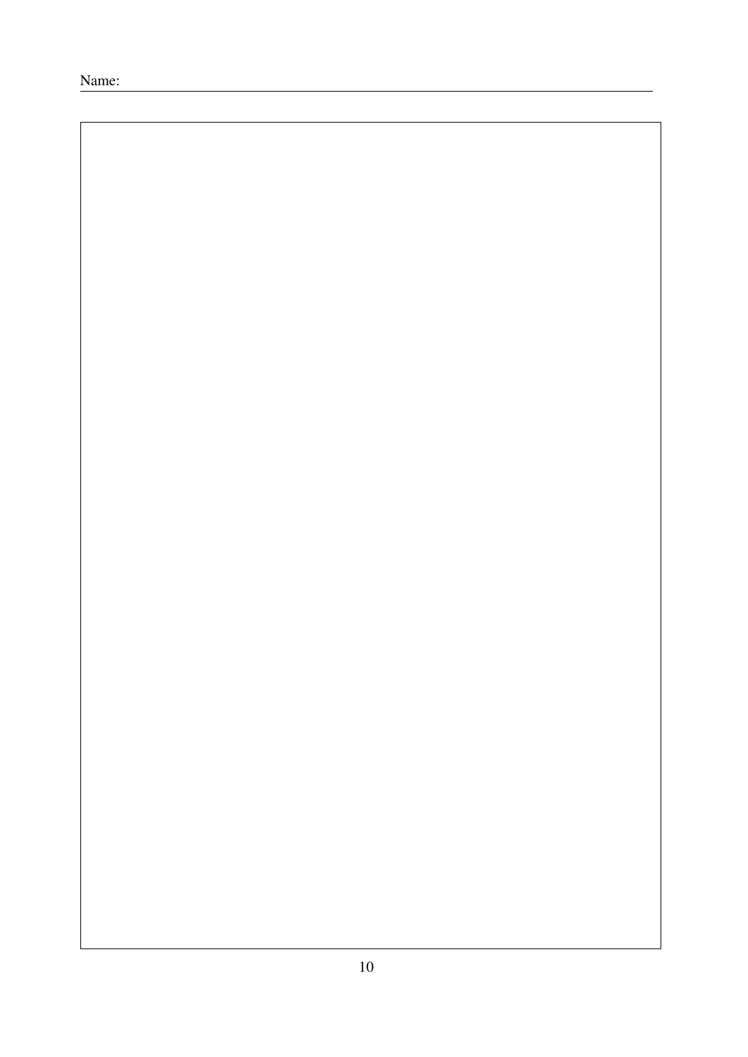Name: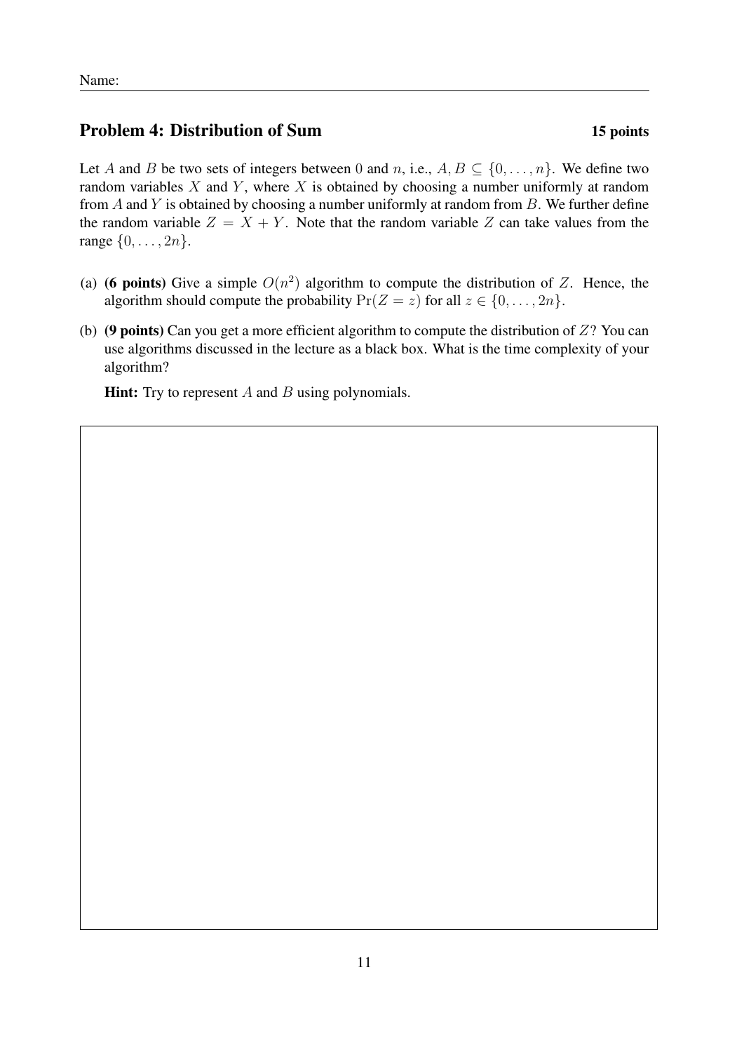Name:

## Problem 4: Distribution of Sum **15 points**

Let $A$ and $B$ be two sets of integers between $0$ and $n$, i.e., $A, B \subseteq \{0, \ldots, n\}$. We define two random variables $X$ and $Y$, where $X$ is obtained by choosing a number uniformly at random from $A$ and $Y$ is obtained by choosing a number uniformly at random from $B$. We further define the random variable $Z = X + Y$. Note that the random variable $Z$ can take values from the range $\{0, \ldots, 2n\}$.

(a) **(6 points)** Give a simple $O(n^2)$ algorithm to compute the distribution of $Z$. Hence, the algorithm should compute the probability $\Pr(Z = z)$ for all $z \in \{0, \ldots, 2n\}$.

(b) **(9 points)** Can you get a more efficient algorithm to compute the distribution of $Z$? You can use algorithms discussed in the lecture as a black box. What is the time complexity of your algorithm?

**Hint:** Try to represent $A$ and $B$ using polynomials.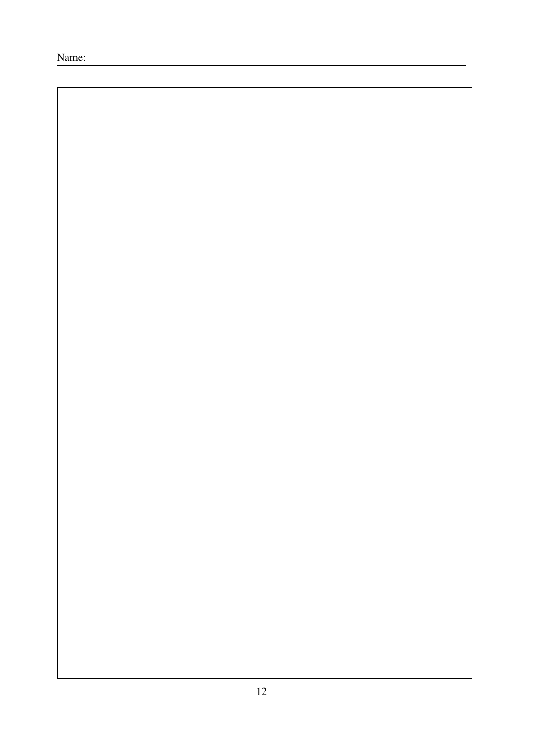Name: